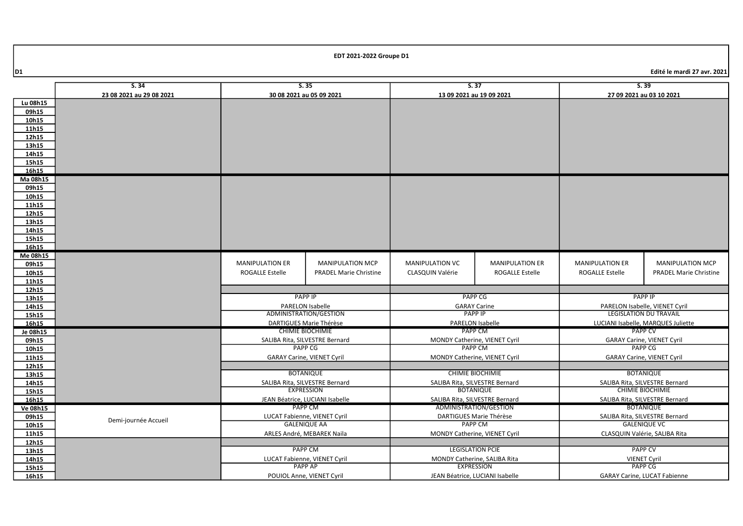# EDT 2021-2022 Groupe D1

D1

Edité le mardi 27 avr. 2021

| | S. 34<br>23 08 2021 au 29 08 2021 | S. 35<br>30 08 2021 au 05 09 2021 | | S. 37<br>13 09 2021 au 19 09 2021 | | S. 39<br>27 09 2021 au 03 10 2021 | |
|---|---|---|---|---|---|---|---|
| Lu 08h15 – 16h15 | | | | | | | |
| Ma 08h15 – 16h15 | | | | | | | |
| Me 08h15 – 11h15 | | MANIPULATION ER<br>ROGALLE Estelle | MANIPULATION MCP<br>PRADEL Marie Christine | MANIPULATION VC<br>CLASQUIN Valérie | MANIPULATION ER<br>ROGALLE Estelle | MANIPULATION ER<br>ROGALLE Estelle | MANIPULATION MCP<br>PRADEL Marie Christine |
| 12h15 | | | | | | | |
| 13h15 – 14h15 | | PAPP IP<br>PARELON Isabelle | | PAPP CG<br>GARAY Carine | | PAPP IP<br>PARELON Isabelle, VIENET Cyril | |
| 15h15 – 16h15 | | ADMINISTRATION/GESTION<br>DARTIGUES Marie Thérèse | | PAPP IP<br>PARELON Isabelle | | LEGISLATION DU TRAVAIL<br>LUCIANI Isabelle, MARQUES Juliette | |
| Je 08h15 – 09h15 | | CHIMIE BIOCHIMIE<br>SALIBA Rita, SILVESTRE Bernard | | PAPP CM<br>MONDY Catherine, VIENET Cyril | | PAPP CV<br>GARAY Carine, VIENET Cyril | |
| 10h15 – 11h15 | | PAPP CG<br>GARAY Carine, VIENET Cyril | | PAPP CM<br>MONDY Catherine, VIENET Cyril | | PAPP CG<br>GARAY Carine, VIENET Cyril | |
| 12h15 | | | | | | | |
| 13h15 – 14h15 | | BOTANIQUE<br>SALIBA Rita, SILVESTRE Bernard | | CHIMIE BIOCHIMIE<br>SALIBA Rita, SILVESTRE Bernard | | BOTANIQUE<br>SALIBA Rita, SILVESTRE Bernard | |
| 15h15 – 16h15 | | EXPRESSION<br>JEAN Béatrice, LUCIANI Isabelle | | BOTANIQUE<br>SALIBA Rita, SILVESTRE Bernard | | CHIMIE BIOCHIMIE<br>SALIBA Rita, SILVESTRE Bernard | |
| Ve 08h15 – 09h15 | Demi-journée Accueil | PAPP CM<br>LUCAT Fabienne, VIENET Cyril | | ADMINISTRATION/GESTION<br>DARTIGUES Marie Thérèse | | BOTANIQUE<br>SALIBA Rita, SILVESTRE Bernard | |
| 10h15 – 11h15 | | GALENIQUE AA<br>ARLES André, MEBAREK Naila | | PAPP CM<br>MONDY Catherine, VIENET Cyril | | GALENIQUE VC<br>CLASQUIN Valérie, SALIBA Rita | |
| 12h15 | | | | | | | |
| 13h15 – 14h15 | | PAPP CM<br>LUCAT Fabienne, VIENET Cyril | | LEGISLATION PCIE<br>MONDY Catherine, SALIBA Rita | | PAPP CV<br>VIENET Cyril | |
| 15h15 – 16h15 | | PAPP AP<br>POUIOL Anne, VIENET Cyril | | EXPRESSION<br>JEAN Béatrice, LUCIANI Isabelle | | PAPP CG<br>GARAY Carine, LUCAT Fabienne | |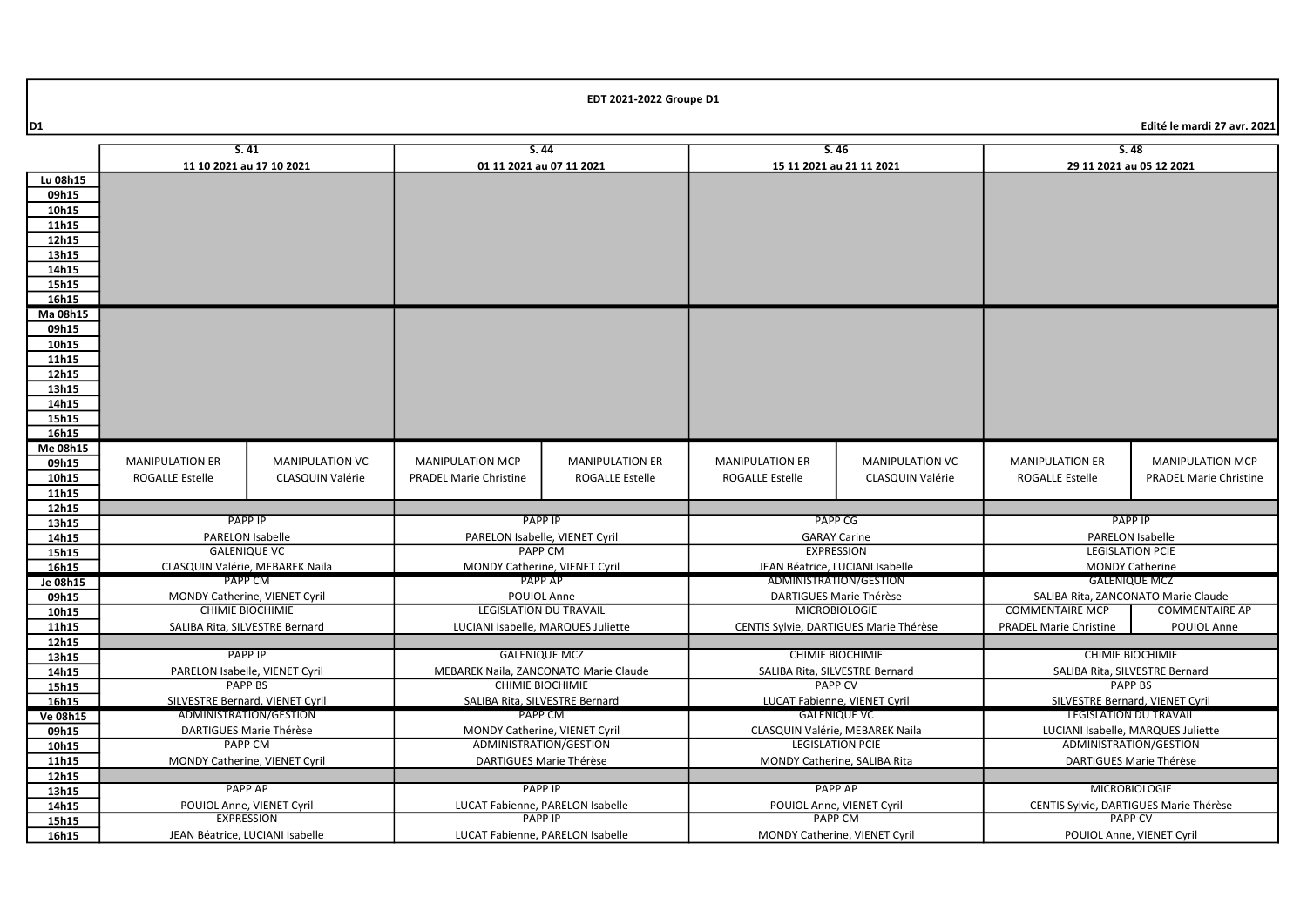# EDT 2021-2022 Groupe D1

D1

Edité le mardi 27 avr. 2021

| | S. 41 | | S. 44 | | S. 46 | | S. 48 | |
|---|---|---|---|---|---|---|---|---|
| | 11 10 2021 au 17 10 2021 | | 01 11 2021 au 07 11 2021 | | 15 11 2021 au 21 11 2021 | | 29 11 2021 au 05 12 2021 | |
| Lu 08h15 | | | | | | | | |
| 09h15 | | | | | | | | |
| 10h15 | | | | | | | | |
| 11h15 | | | | | | | | |
| 12h15 | | | | | | | | |
| 13h15 | | | | | | | | |
| 14h15 | | | | | | | | |
| 15h15 | | | | | | | | |
| 16h15 | | | | | | | | |
| Ma 08h15 | | | | | | | | |
| 09h15 | | | | | | | | |
| 10h15 | | | | | | | | |
| 11h15 | | | | | | | | |
| 12h15 | | | | | | | | |
| 13h15 | | | | | | | | |
| 14h15 | | | | | | | | |
| 15h15 | | | | | | | | |
| 16h15 | | | | | | | | |
| Me 08h15 | | | | | | | | |
| 09h15 | MANIPULATION ER | MANIPULATION VC | MANIPULATION MCP | MANIPULATION ER | MANIPULATION ER | MANIPULATION VC | MANIPULATION ER | MANIPULATION MCP |
| 10h15 | ROGALLE Estelle | CLASQUIN Valérie | PRADEL Marie Christine | ROGALLE Estelle | ROGALLE Estelle | CLASQUIN Valérie | ROGALLE Estelle | PRADEL Marie Christine |
| 11h15 | | | | | | | | |
| 12h15 | | | | | | | | |
| 13h15 | PAPP IP | | PAPP IP | | PAPP CG | | PAPP IP | |
| 14h15 | PARELON Isabelle | | PARELON Isabelle, VIENET Cyril | | GARAY Carine | | PARELON Isabelle | |
| 15h15 | GALENIQUE VC | | PAPP CM | | EXPRESSION | | LEGISLATION PCIE | |
| 16h15 | CLASQUIN Valérie, MEBAREK Naila | | MONDY Catherine, VIENET Cyril | | JEAN Béatrice, LUCIANI Isabelle | | MONDY Catherine | |
| Je 08h15 | PAPP CM | | PAPP AP | | ADMINISTRATION/GESTION | | GALENIQUE MCZ | |
| 09h15 | MONDY Catherine, VIENET Cyril | | POUIOL Anne | | DARTIGUES Marie Thérèse | | SALIBA Rita, ZANCONATO Marie Claude | |
| 10h15 | CHIMIE BIOCHIMIE | | LEGISLATION DU TRAVAIL | | MICROBIOLOGIE | | COMMENTAIRE MCP | COMMENTAIRE AP |
| 11h15 | SALIBA Rita, SILVESTRE Bernard | | LUCIANI Isabelle, MARQUES Juliette | | CENTIS Sylvie, DARTIGUES Marie Thérèse | | PRADEL Marie Christine | POUIOL Anne |
| 12h15 | | | | | | | | |
| 13h15 | PAPP IP | | GALENIQUE MCZ | | CHIMIE BIOCHIMIE | | CHIMIE BIOCHIMIE | |
| 14h15 | PARELON Isabelle, VIENET Cyril | | MEBAREK Naila, ZANCONATO Marie Claude | | SALIBA Rita, SILVESTRE Bernard | | SALIBA Rita, SILVESTRE Bernard | |
| 15h15 | PAPP BS | | CHIMIE BIOCHIMIE | | PAPP CV | | PAPP BS | |
| 16h15 | SILVESTRE Bernard, VIENET Cyril | | SALIBA Rita, SILVESTRE Bernard | | LUCAT Fabienne, VIENET Cyril | | SILVESTRE Bernard, VIENET Cyril | |
| Ve 08h15 | ADMINISTRATION/GESTION | | PAPP CM | | GALENIQUE VC | | LEGISLATION DU TRAVAIL | |
| 09h15 | DARTIGUES Marie Thérèse | | MONDY Catherine, VIENET Cyril | | CLASQUIN Valérie, MEBAREK Naila | | LUCIANI Isabelle, MARQUES Juliette | |
| 10h15 | PAPP CM | | ADMINISTRATION/GESTION | | LEGISLATION PCIE | | ADMINISTRATION/GESTION | |
| 11h15 | MONDY Catherine, VIENET Cyril | | DARTIGUES Marie Thérèse | | MONDY Catherine, SALIBA Rita | | DARTIGUES Marie Thérèse | |
| 12h15 | | | | | | | | |
| 13h15 | PAPP AP | | PAPP IP | | PAPP AP | | MICROBIOLOGIE | |
| 14h15 | POUIOL Anne, VIENET Cyril | | LUCAT Fabienne, PARELON Isabelle | | POUIOL Anne, VIENET Cyril | | CENTIS Sylvie, DARTIGUES Marie Thérèse | |
| 15h15 | EXPRESSION | | PAPP IP | | PAPP CM | | PAPP CV | |
| 16h15 | JEAN Béatrice, LUCIANI Isabelle | | LUCAT Fabienne, PARELON Isabelle | | MONDY Catherine, VIENET Cyril | | POUIOL Anne, VIENET Cyril | |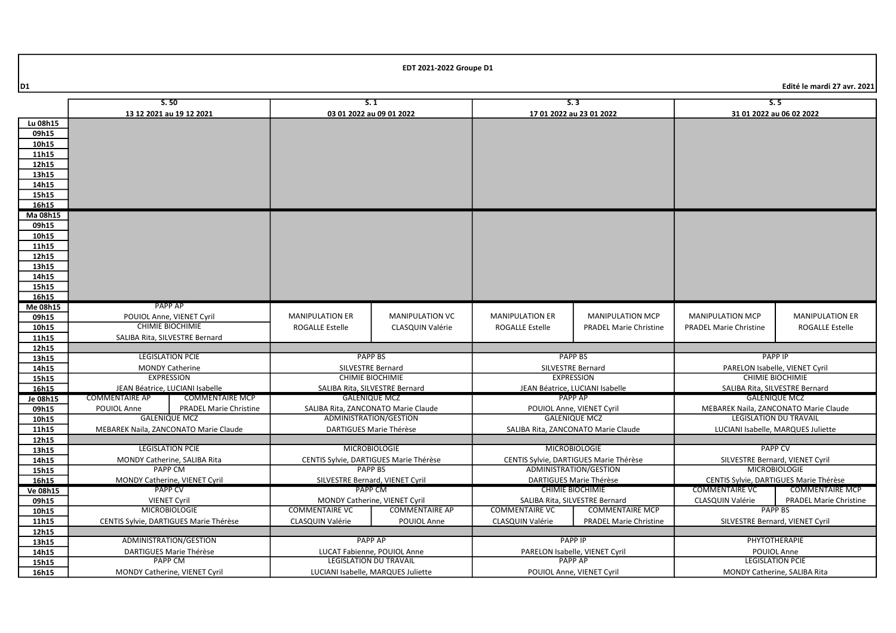**EDT 2021-2022 Groupe D1**

D1

Edité le mardi 27 avr. 2021

| | S. 50<br>13 12 2021 au 19 12 2021 | | S. 1<br>03 01 2022 au 09 01 2022 | | S. 3<br>17 01 2022 au 23 01 2022 | | S. 5<br>31 01 2022 au 06 02 2022 | |
|---|---|---|---|---|---|---|---|---|
| Lu 08h15 | | | | | | | | |
| 09h15 | | | | | | | | |
| 10h15 | | | | | | | | |
| 11h15 | | | | | | | | |
| 12h15 | | | | | | | | |
| 13h15 | | | | | | | | |
| 14h15 | | | | | | | | |
| 15h15 | | | | | | | | |
| 16h15 | | | | | | | | |
| Ma 08h15 | | | | | | | | |
| 09h15 | | | | | | | | |
| 10h15 | | | | | | | | |
| 11h15 | | | | | | | | |
| 12h15 | | | | | | | | |
| 13h15 | | | | | | | | |
| 14h15 | | | | | | | | |
| 15h15 | | | | | | | | |
| 16h15 | | | | | | | | |
| Me 08h15 | PAPP AP | | MANIPULATION ER | MANIPULATION VC | MANIPULATION ER | MANIPULATION MCP | MANIPULATION MCP | MANIPULATION ER |
| 09h15 | POUIOL Anne, VIENET Cyril | | ROGALLE Estelle | CLASQUIN Valérie | ROGALLE Estelle | PRADEL Marie Christine | PRADEL Marie Christine | ROGALLE Estelle |
| 10h15 | CHIMIE BIOCHIMIE | | | | | | | |
| 11h15 | SALIBA Rita, SILVESTRE Bernard | | | | | | | |
| 12h15 | | | | | | | | |
| 13h15 | LEGISLATION PCIE | | PAPP BS | | PAPP BS | | PAPP IP | |
| 14h15 | MONDY Catherine | | SILVESTRE Bernard | | SILVESTRE Bernard | | PARELON Isabelle, VIENET Cyril | |
| 15h15 | EXPRESSION | | CHIMIE BIOCHIMIE | | EXPRESSION | | CHIMIE BIOCHIMIE | |
| 16h15 | JEAN Béatrice, LUCIANI Isabelle | | SALIBA Rita, SILVESTRE Bernard | | JEAN Béatrice, LUCIANI Isabelle | | SALIBA Rita, SILVESTRE Bernard | |
| Je 08h15 | COMMENTAIRE AP | COMMENTAIRE MCP | GALENIQUE MCZ | | PAPP AP | | GALENIQUE MCZ | |
| 09h15 | POUIOL Anne | PRADEL Marie Christine | SALIBA Rita, ZANCONATO Marie Claude | | POUIOL Anne, VIENET Cyril | | MEBAREK Naila, ZANCONATO Marie Claude | |
| 10h15 | GALENIQUE MCZ | | ADMINISTRATION/GESTION | | GALENIQUE MCZ | | LEGISLATION DU TRAVAIL | |
| 11h15 | MEBAREK Naila, ZANCONATO Marie Claude | | DARTIGUES Marie Thérèse | | SALIBA Rita, ZANCONATO Marie Claude | | LUCIANI Isabelle, MARQUES Juliette | |
| 12h15 | | | | | | | | |
| 13h15 | LEGISLATION PCIE | | MICROBIOLOGIE | | MICROBIOLOGIE | | PAPP CV | |
| 14h15 | MONDY Catherine, SALIBA Rita | | CENTIS Sylvie, DARTIGUES Marie Thérèse | | CENTIS Sylvie, DARTIGUES Marie Thérèse | | SILVESTRE Bernard, VIENET Cyril | |
| 15h15 | PAPP CM | | PAPP BS | | ADMINISTRATION/GESTION | | MICROBIOLOGIE | |
| 16h15 | MONDY Catherine, VIENET Cyril | | SILVESTRE Bernard, VIENET Cyril | | DARTIGUES Marie Thérèse | | CENTIS Sylvie, DARTIGUES Marie Thérèse | |
| Ve 08h15 | PAPP CV | | PAPP CM | | CHIMIE BIOCHIMIE | | COMMENTAIRE VC | COMMENTAIRE MCP |
| 09h15 | VIENET Cyril | | MONDY Catherine, VIENET Cyril | | SALIBA Rita, SILVESTRE Bernard | | CLASQUIN Valérie | PRADEL Marie Christine |
| 10h15 | MICROBIOLOGIE | | COMMENTAIRE VC | COMMENTAIRE AP | COMMENTAIRE VC | COMMENTAIRE MCP | PAPP BS | |
| 11h15 | CENTIS Sylvie, DARTIGUES Marie Thérèse | | CLASQUIN Valérie | POUIOL Anne | CLASQUIN Valérie | PRADEL Marie Christine | SILVESTRE Bernard, VIENET Cyril | |
| 12h15 | | | | | | | | |
| 13h15 | ADMINISTRATION/GESTION | | PAPP AP | | PAPP IP | | PHYTOTHERAPIE | |
| 14h15 | DARTIGUES Marie Thérèse | | LUCAT Fabienne, POUIOL Anne | | PARELON Isabelle, VIENET Cyril | | POUIOL Anne | |
| 15h15 | PAPP CM | | LEGISLATION DU TRAVAIL | | PAPP AP | | LEGISLATION PCIE | |
| 16h15 | MONDY Catherine, VIENET Cyril | | LUCIANI Isabelle, MARQUES Juliette | | POUIOL Anne, VIENET Cyril | | MONDY Catherine, SALIBA Rita | |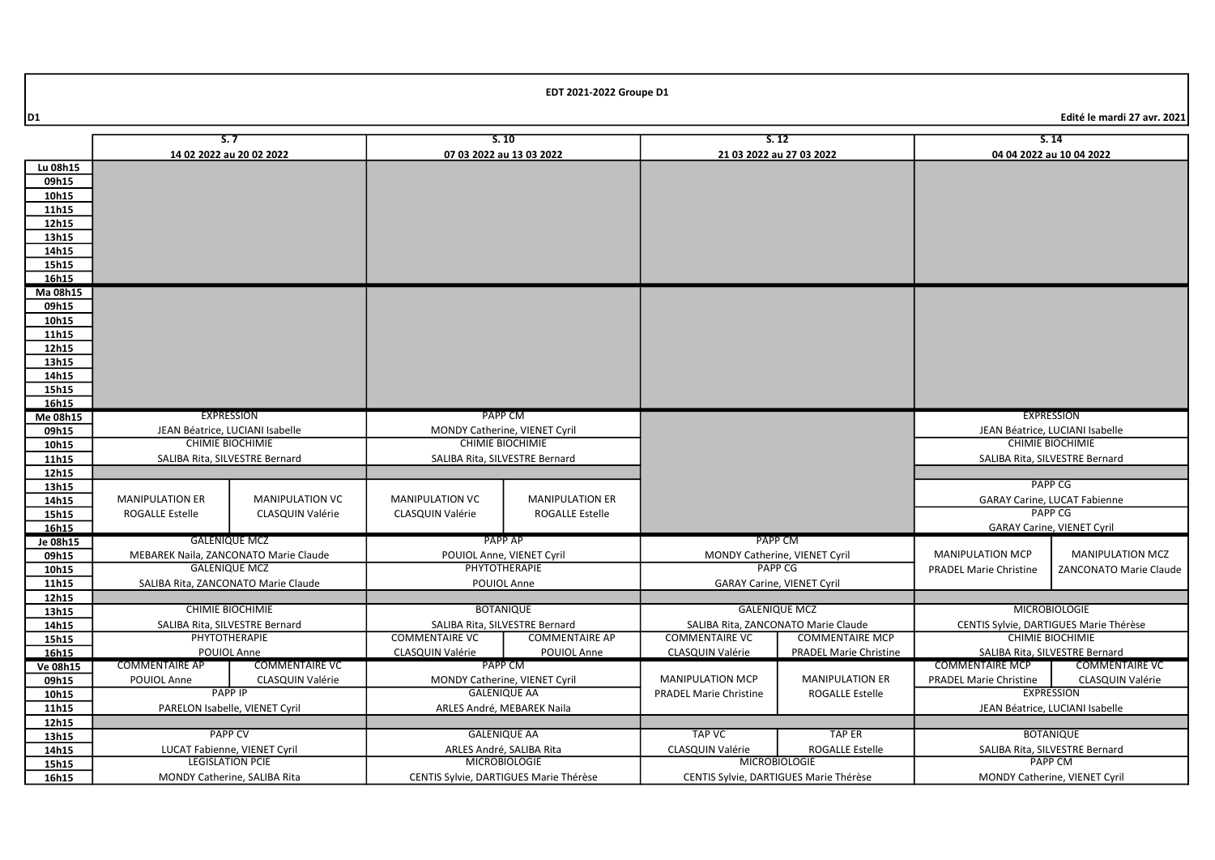# EDT 2021-2022 Groupe D1

D1

Edité le mardi 27 avr. 2021

| | S. 7 | | S. 10 | | S. 12 | | S. 14 | |
|---|---|---|---|---|---|---|---|---|
| | 14 02 2022 au 20 02 2022 | | 07 03 2022 au 13 03 2022 | | 21 03 2022 au 27 03 2022 | | 04 04 2022 au 10 04 2022 | |
| Lu 08h15 | | | | | | | | |
| 09h15 | | | | | | | | |
| 10h15 | | | | | | | | |
| 11h15 | | | | | | | | |
| 12h15 | | | | | | | | |
| 13h15 | | | | | | | | |
| 14h15 | | | | | | | | |
| 15h15 | | | | | | | | |
| 16h15 | | | | | | | | |
| Ma 08h15 | | | | | | | | |
| 09h15 | | | | | | | | |
| 10h15 | | | | | | | | |
| 11h15 | | | | | | | | |
| 12h15 | | | | | | | | |
| 13h15 | | | | | | | | |
| 14h15 | | | | | | | | |
| 15h15 | | | | | | | | |
| 16h15 | | | | | | | | |
| Me 08h15 | EXPRESSION | | PAPP CM | | | | EXPRESSION | |
| 09h15 | JEAN Béatrice, LUCIANI Isabelle | | MONDY Catherine, VIENET Cyril | | | | JEAN Béatrice, LUCIANI Isabelle | |
| 10h15 | CHIMIE BIOCHIMIE | | CHIMIE BIOCHIMIE | | | | CHIMIE BIOCHIMIE | |
| 11h15 | SALIBA Rita, SILVESTRE Bernard | | SALIBA Rita, SILVESTRE Bernard | | | | SALIBA Rita, SILVESTRE Bernard | |
| 12h15 | | | | | | | | |
| 13h15 | | | | | | | PAPP CG | |
| 14h15 | MANIPULATION ER | MANIPULATION VC | MANIPULATION VC | MANIPULATION ER | | | GARAY Carine, LUCAT Fabienne | |
| 15h15 | ROGALLE Estelle | CLASQUIN Valérie | CLASQUIN Valérie | ROGALLE Estelle | | | PAPP CG | |
| 16h15 | | | | | | | GARAY Carine, VIENET Cyril | |
| Je 08h15 | GALENIQUE MCZ | | PAPP AP | | PAPP CM | | | |
| 09h15 | MEBAREK Naila, ZANCONATO Marie Claude | | POUIOL Anne, VIENET Cyril | | MONDY Catherine, VIENET Cyril | | MANIPULATION MCP | MANIPULATION MCZ |
| 10h15 | GALENIQUE MCZ | | PHYTOTHERAPIE | | PAPP CG | | PRADEL Marie Christine | ZANCONATO Marie Claude |
| 11h15 | SALIBA Rita, ZANCONATO Marie Claude | | POUIOL Anne | | GARAY Carine, VIENET Cyril | | | |
| 12h15 | | | | | | | | |
| 13h15 | CHIMIE BIOCHIMIE | | BOTANIQUE | | GALENIQUE MCZ | | MICROBIOLOGIE | |
| 14h15 | SALIBA Rita, SILVESTRE Bernard | | SALIBA Rita, SILVESTRE Bernard | | SALIBA Rita, ZANCONATO Marie Claude | | CENTIS Sylvie, DARTIGUES Marie Thérèse | |
| 15h15 | PHYTOTHERAPIE | | COMMENTAIRE VC | COMMENTAIRE AP | COMMENTAIRE VC | COMMENTAIRE MCP | CHIMIE BIOCHIMIE | |
| 16h15 | POUIOL Anne | | CLASQUIN Valérie | POUIOL Anne | CLASQUIN Valérie | PRADEL Marie Christine | SALIBA Rita, SILVESTRE Bernard | |
| Ve 08h15 | COMMENTAIRE AP | COMMENTAIRE VC | PAPP CM | | | | COMMENTAIRE MCP | COMMENTAIRE VC |
| 09h15 | POUIOL Anne | CLASQUIN Valérie | MONDY Catherine, VIENET Cyril | | MANIPULATION MCP | MANIPULATION ER | PRADEL Marie Christine | CLASQUIN Valérie |
| 10h15 | PAPP IP | | GALENIQUE AA | | PRADEL Marie Christine | ROGALLE Estelle | EXPRESSION | |
| 11h15 | PARELON Isabelle, VIENET Cyril | | ARLES André, MEBAREK Naila | | | | JEAN Béatrice, LUCIANI Isabelle | |
| 12h15 | | | | | | | | |
| 13h15 | PAPP CV | | GALENIQUE AA | | TAP VC | TAP ER | BOTANIQUE | |
| 14h15 | LUCAT Fabienne, VIENET Cyril | | ARLES André, SALIBA Rita | | CLASQUIN Valérie | ROGALLE Estelle | SALIBA Rita, SILVESTRE Bernard | |
| 15h15 | LEGISLATION PCIE | | MICROBIOLOGIE | | MICROBIOLOGIE | | PAPP CM | |
| 16h15 | MONDY Catherine, SALIBA Rita | | CENTIS Sylvie, DARTIGUES Marie Thérèse | | CENTIS Sylvie, DARTIGUES Marie Thérèse | | MONDY Catherine, VIENET Cyril | |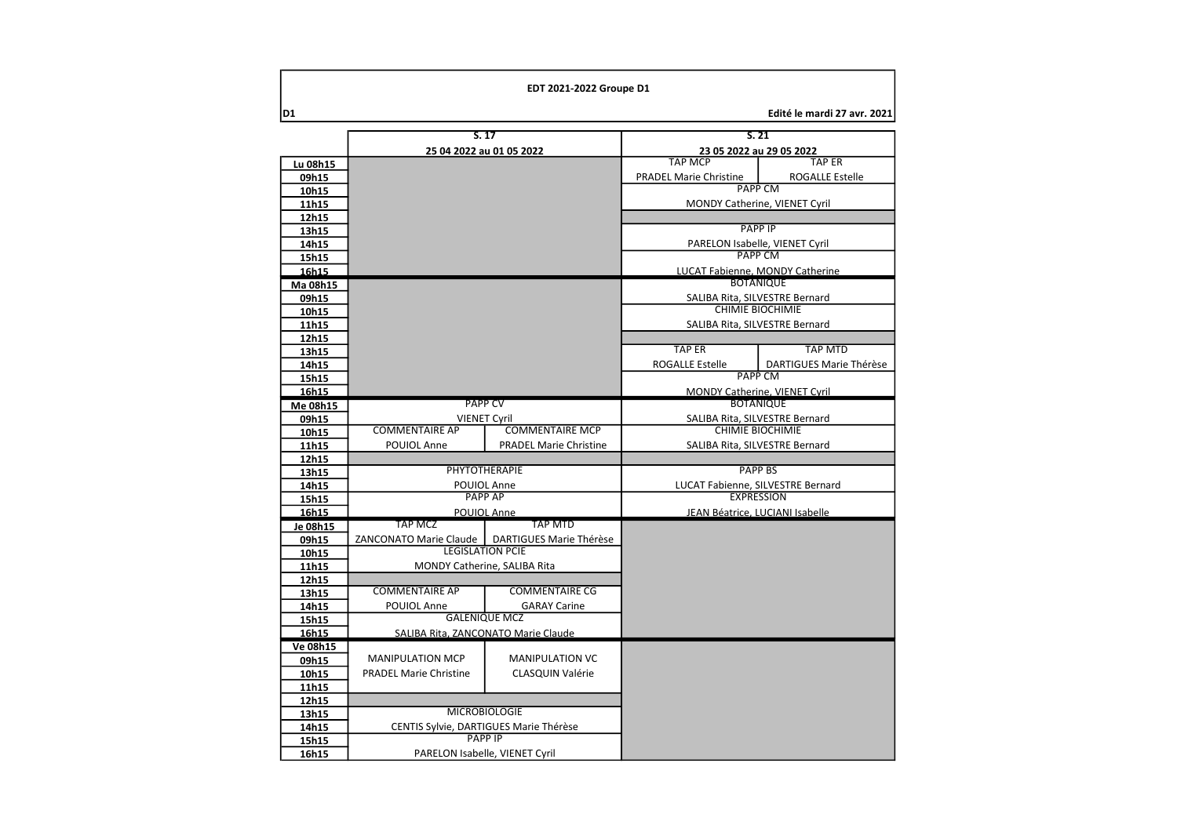**EDT 2021-2022 Groupe D1**

D1

Edité le mardi 27 avr. 2021

| | S. 17 25 04 2022 au 01 05 2022 | | S. 21 23 05 2022 au 29 05 2022 | |
|---|---|---|---|---|
| Lu 08h15 | | | TAP MCP | TAP ER |
| 09h15 | | | PRADEL Marie Christine | ROGALLE Estelle |
| 10h15 | | | PAPP CM | |
| 11h15 | | | MONDY Catherine, VIENET Cyril | |
| 12h15 | | | | |
| 13h15 | | | PAPP IP | |
| 14h15 | | | PARELON Isabelle, VIENET Cyril | |
| 15h15 | | | PAPP CM | |
| 16h15 | | | LUCAT Fabienne, MONDY Catherine | |
| Ma 08h15 | | | BOTANIQUE | |
| 09h15 | | | SALIBA Rita, SILVESTRE Bernard | |
| 10h15 | | | CHIMIE BIOCHIMIE | |
| 11h15 | | | SALIBA Rita, SILVESTRE Bernard | |
| 12h15 | | | | |
| 13h15 | | | TAP ER | TAP MTD |
| 14h15 | | | ROGALLE Estelle | DARTIGUES Marie Thérèse |
| 15h15 | | | PAPP CM | |
| 16h15 | | | MONDY Catherine, VIENET Cyril | |
| Me 08h15 | PAPP CV | | BOTANIQUE | |
| 09h15 | VIENET Cyril | | SALIBA Rita, SILVESTRE Bernard | |
| 10h15 | COMMENTAIRE AP | COMMENTAIRE MCP | CHIMIE BIOCHIMIE | |
| 11h15 | POUIOL Anne | PRADEL Marie Christine | SALIBA Rita, SILVESTRE Bernard | |
| 12h15 | | | | |
| 13h15 | PHYTOTHERAPIE | | PAPP BS | |
| 14h15 | POUIOL Anne | | LUCAT Fabienne, SILVESTRE Bernard | |
| 15h15 | PAPP AP | | EXPRESSION | |
| 16h15 | POUIOL Anne | | JEAN Béatrice, LUCIANI Isabelle | |
| Je 08h15 | TAP MCZ | TAP MTD | | |
| 09h15 | ZANCONATO Marie Claude | DARTIGUES Marie Thérèse | | |
| 10h15 | LEGISLATION PCIE | | | |
| 11h15 | MONDY Catherine, SALIBA Rita | | | |
| 12h15 | | | | |
| 13h15 | COMMENTAIRE AP | COMMENTAIRE CG | | |
| 14h15 | POUIOL Anne | GARAY Carine | | |
| 15h15 | GALENIQUE MCZ | | | |
| 16h15 | SALIBA Rita, ZANCONATO Marie Claude | | | |
| Ve 08h15 | | | | |
| 09h15 | MANIPULATION MCP | MANIPULATION VC | | |
| 10h15 | PRADEL Marie Christine | CLASQUIN Valérie | | |
| 11h15 | | | | |
| 12h15 | | | | |
| 13h15 | MICROBIOLOGIE | | | |
| 14h15 | CENTIS Sylvie, DARTIGUES Marie Thérèse | | | |
| 15h15 | PAPP IP | | | |
| 16h15 | PARELON Isabelle, VIENET Cyril | | | |